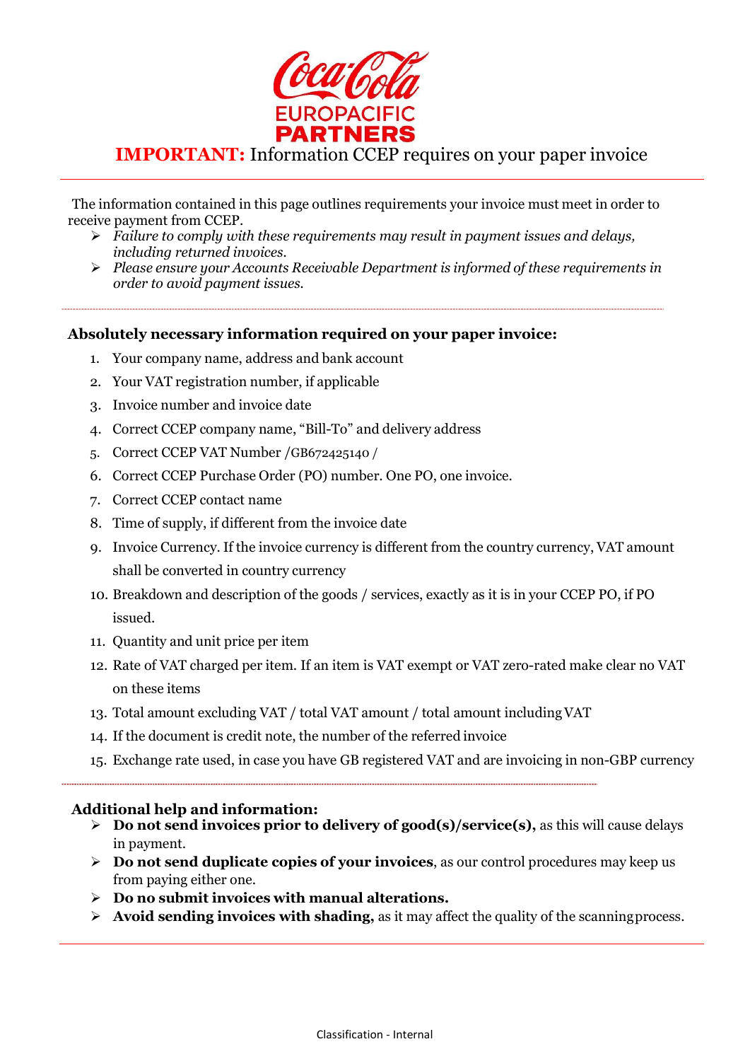# **IMPORTANT:** Information CCEP requires on your paper invoice

The information contained in this page outlines requirements your invoice must meet in order to receive payment from CCEP.

- *Failure to comply with these requirements may result in payment issues and delays, including returned invoices.*
- *Please ensure your Accounts Receivable Department is informed of these requirements in order to avoid payment issues.*

## Absolutely necessary information required on your paper invoice:

1. Your company name, address and bank account
2. Your VAT registration number, if applicable
3. Invoice number and invoice date
4. Correct CCEP company name, "Bill-To" and delivery address
5. Correct CCEP VAT Number /GB672425140 /
6. Correct CCEP Purchase Order (PO) number. One PO, one invoice.
7. Correct CCEP contact name
8. Time of supply, if different from the invoice date
9. Invoice Currency. If the invoice currency is different from the country currency, VAT amount shall be converted in country currency
10. Breakdown and description of the goods / services, exactly as it is in your CCEP PO, if PO issued.
11. Quantity and unit price per item
12. Rate of VAT charged per item. If an item is VAT exempt or VAT zero-rated make clear no VAT on these items
13. Total amount excluding VAT / total VAT amount / total amount including VAT
14. If the document is credit note, the number of the referred invoice
15. Exchange rate used, in case you have GB registered VAT and are invoicing in non-GBP currency

## Additional help and information:

- **Do not send invoices prior to delivery of good(s)/service(s),** as this will cause delays in payment.
- **Do not send duplicate copies of your invoices**, as our control procedures may keep us from paying either one.
- **Do no submit invoices with manual alterations.**
- **Avoid sending invoices with shading,** as it may affect the quality of the scanning process.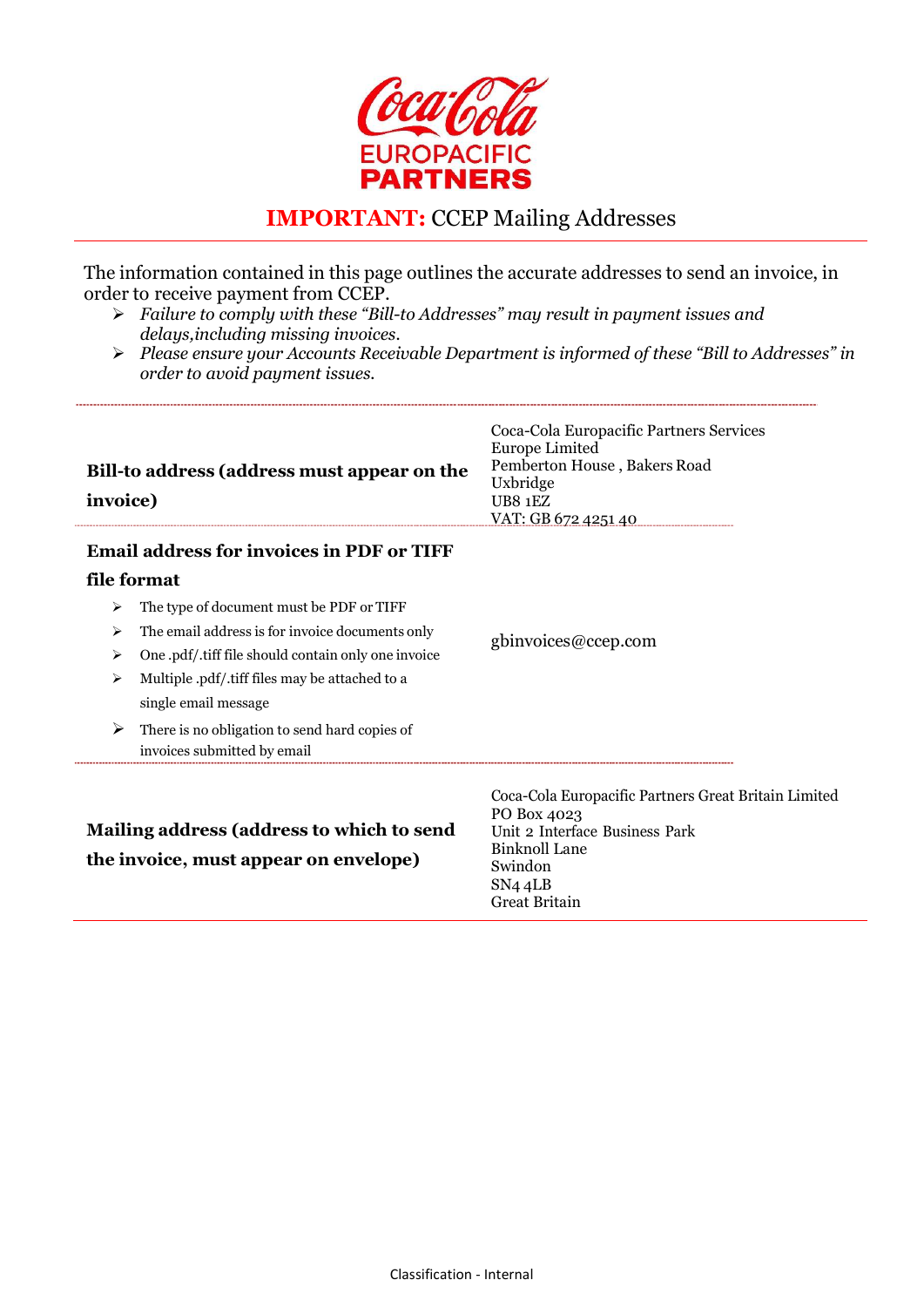# **IMPORTANT:** CCEP Mailing Addresses

The information contained in this page outlines the accurate addresses to send an invoice, in order to receive payment from CCEP.

- *Failure to comply with these "Bill-to Addresses" may result in payment issues and delays,including missing invoices.*
- *Please ensure your Accounts Receivable Department is informed of these "Bill to Addresses" in order to avoid payment issues.*

| | |
|---|---|
| **Bill-to address (address must appear on the invoice)** | Coca-Cola Europacific Partners Services Europe Limited<br>Pemberton House , Bakers Road<br>Uxbridge<br>UB8 1EZ<br>VAT: GB 672 4251 40 |
| **Email address for invoices in PDF or TIFF file format**<br>- The type of document must be PDF or TIFF<br>- The email address is for invoice documents only<br>- One .pdf/.tiff file should contain only one invoice<br>- Multiple .pdf/.tiff files may be attached to a single email message<br>- There is no obligation to send hard copies of invoices submitted by email | gbinvoices@ccep.com |
| **Mailing address (address to which to send the invoice, must appear on envelope)** | Coca-Cola Europacific Partners Great Britain Limited<br>PO Box 4023<br>Unit 2 Interface Business Park<br>Binknoll Lane<br>Swindon<br>SN4 4LB<br>Great Britain |

Classification - Internal